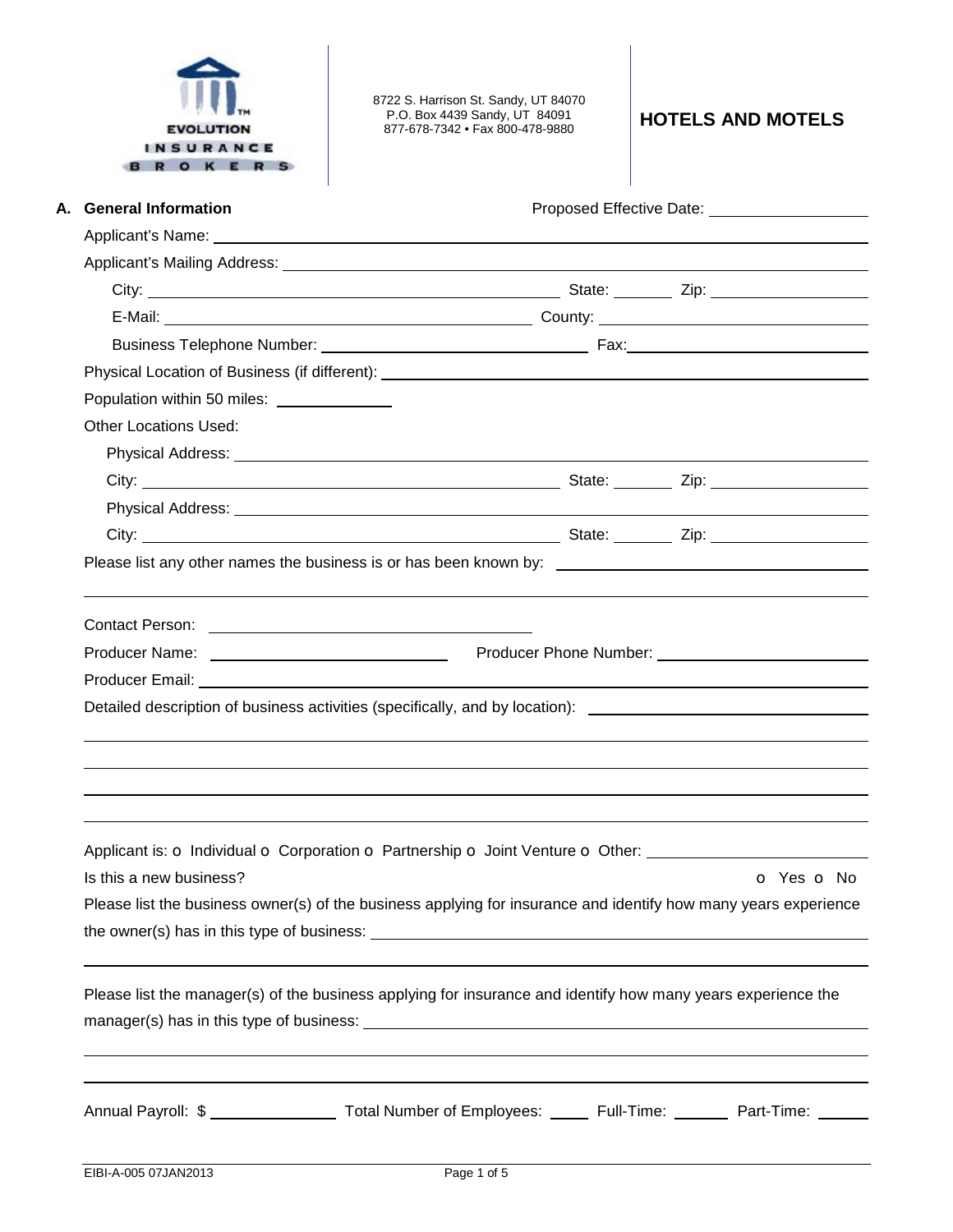EVOLUTION INSURANCE BROKERS

8722 S. Harrison St. Sandy, UT 84070
P.O. Box 4439 Sandy, UT 84091
877-678-7342 • Fax 800-478-9880

# HOTELS AND MOTELS

## A. General Information

Proposed Effective Date: ____________________

Applicant's Name: ____________________

Applicant's Mailing Address: ____________________

City: ____________________ State: ________ Zip: ____________________

E-Mail: ____________________ County: ____________________

Business Telephone Number: ____________________ Fax: ____________________

Physical Location of Business (if different): ____________________

Population within 50 miles: ______________

Other Locations Used:

Physical Address: ____________________

City: ____________________ State: ________ Zip: ____________________

Physical Address: ____________________

City: ____________________ State: ________ Zip: ____________________

Please list any other names the business is or has been known by: ____________________

____________________

Contact Person: ____________________

Producer Name: ____________________ Producer Phone Number: ____________________

Producer Email: ____________________

Detailed description of business activities (specifically, and by location): ____________________

____________________

____________________

____________________

____________________

Applicant is: o Individual o Corporation o Partnership o Joint Venture o Other: ____________________

Is this a new business? o Yes o No

Please list the business owner(s) of the business applying for insurance and identify how many years experience the owner(s) has in this type of business: ____________________

____________________

Please list the manager(s) of the business applying for insurance and identify how many years experience the manager(s) has in this type of business: ____________________

____________________

____________________

Annual Payroll: $ ______________ Total Number of Employees: _____ Full-Time: ______ Part-Time: ______

EIBI-A-005 07JAN2013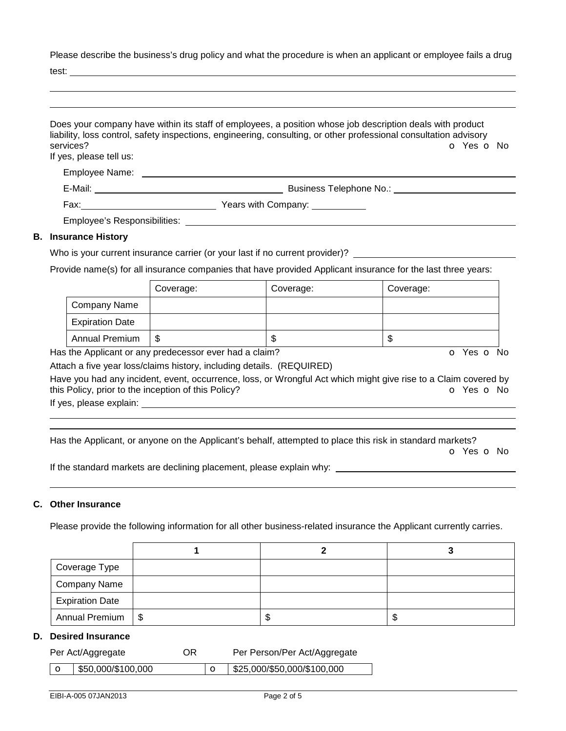Please describe the business's drug policy and what the procedure is when an applicant or employee fails a drug test: ___________________________________________

___________________________________________

___________________________________________

Does your company have within its staff of employees, a position whose job description deals with product liability, loss control, safety inspections, engineering, consulting, or other professional consultation advisory services? o Yes o No

If yes, please tell us:

Employee Name: ___________________________________________

E-Mail: ____________________ Business Telephone No.: ____________________

Fax: ____________________ Years with Company: __________

Employee's Responsibilities: ___________________________________________

## B. Insurance History

Who is your current insurance carrier (or your last if no current provider)? ____________________

Provide name(s) for all insurance companies that have provided Applicant insurance for the last three years:

| | Coverage: | Coverage: | Coverage: |
|---|---|---|---|
| Company Name | | | |
| Expiration Date | | | |
| Annual Premium | $ | $ | $ |

Has the Applicant or any predecessor ever had a claim? o Yes o No

Attach a five year loss/claims history, including details. (REQUIRED)

Have you had any incident, event, occurrence, loss, or Wrongful Act which might give rise to a Claim covered by this Policy, prior to the inception of this Policy? o Yes o No

If yes, please explain: ___________________________________________

___________________________________________

___________________________________________

Has the Applicant, or anyone on the Applicant's behalf, attempted to place this risk in standard markets? o Yes o No

If the standard markets are declining placement, please explain why: ____________________

___________________________________________

## C. Other Insurance

Please provide the following information for all other business-related insurance the Applicant currently carries.

| | 1 | 2 | 3 |
|---|---|---|---|
| Coverage Type | | | |
| Company Name | | | |
| Expiration Date | | | |
| Annual Premium | $ | $ | $ |

## D. Desired Insurance

Per Act/Aggregate OR Per Person/Per Act/Aggregate

| | Per Act/Aggregate | | Per Person/Per Act/Aggregate |
|---|---|---|---|
| o | $50,000/$100,000 | o | $25,000/$50,000/$100,000 |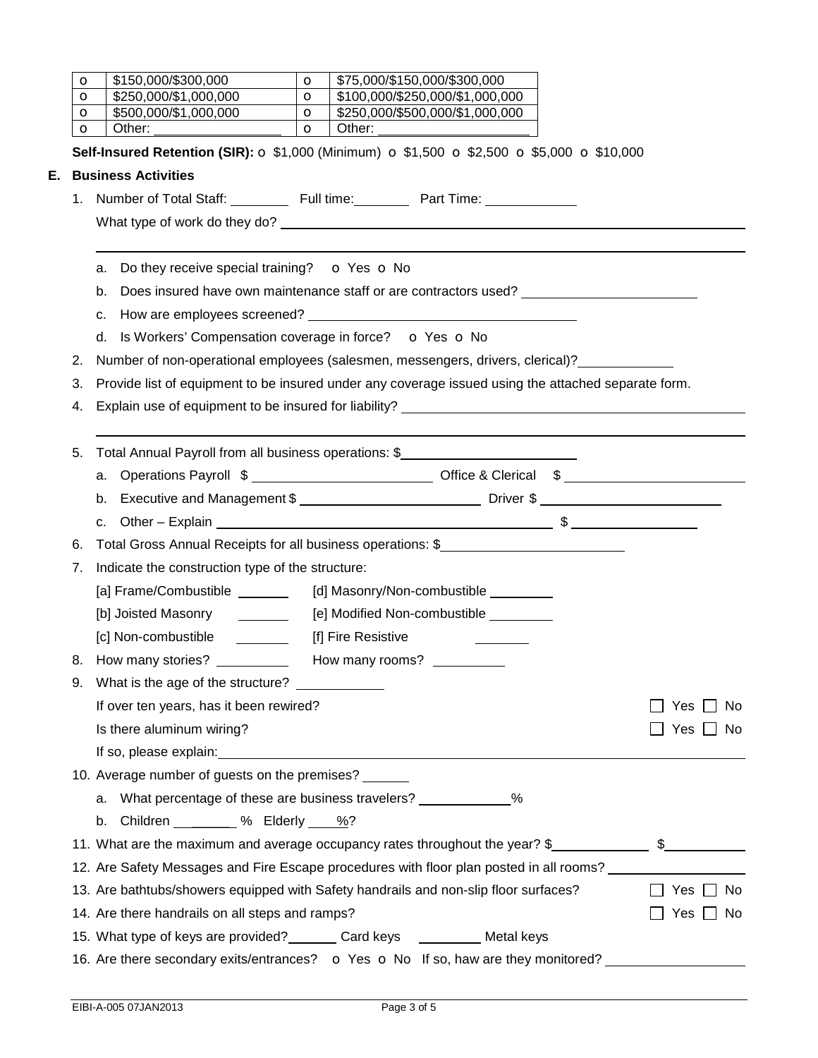| o | $150,000/$300,000 | o | $75,000/$150,000/$300,000 |
|---|---|---|---|
| o | $250,000/$1,000,000 | o | $100,000/$250,000/$1,000,000 |
| o | $500,000/$1,000,000 | o | $250,000/$500,000/$1,000,000 |
| o | Other: ________________ | o | Other: ____________________ |

**Self-Insured Retention (SIR):** o $1,000 (Minimum) o $1,500 o $2,500 o $5,000 o $10,000

## E. Business Activities

1. Number of Total Staff: ________ Full time: ________ Part Time: ____________

   What type of work do they do? ______________________________________________

   ______________________________________________________________________

   a. Do they receive special training? o Yes o No
   b. Does insured have own maintenance staff or are contractors used? ________________________
   c. How are employees screened? ____________________________________
   d. Is Workers' Compensation coverage in force? o Yes o No

2. Number of non-operational employees (salesmen, messengers, drivers, clerical)? ____________
3. Provide list of equipment to be insured under any coverage issued using the attached separate form.
4. Explain use of equipment to be insured for liability? ______________________________________

   ______________________________________________________________________

5. Total Annual Payroll from all business operations: $______________________

   a. Operations Payroll $ ______________________ Office & Clerical $ ______________________
   b. Executive and Management $ ______________________ Driver $ ______________________
   c. Other – Explain ____________________________________________ $ ________________

6. Total Gross Annual Receipts for all business operations: $______________________
7. Indicate the construction type of the structure:

   [a] Frame/Combustible _______ [d] Masonry/Non-combustible ________

   [b] Joisted Masonry _______ [e] Modified Non-combustible ________

   [c] Non-combustible _______ [f] Fire Resistive _______

8. How many stories? __________ How many rooms? __________
9. What is the age of the structure? ___________

   If over ten years, has it been rewired? ☐ Yes ☐ No

   Is there aluminum wiring? ☐ Yes ☐ No

   If so, please explain: ______________________________________________________

10. Average number of guests on the premises? ______

    a. What percentage of these are business travelers? ____________%
    b. Children _________ % Elderly ____%?

11. What are the maximum and average occupancy rates throughout the year? $_____________ $___________
12. Are Safety Messages and Fire Escape procedures with floor plan posted in all rooms? _________________
13. Are bathtubs/showers equipped with Safety handrails and non-slip floor surfaces? ☐ Yes ☐ No
14. Are there handrails on all steps and ramps? ☐ Yes ☐ No
15. What type of keys are provided? _______ Card keys ________ Metal keys
16. Are there secondary exits/entrances? o Yes o No If so, haw are they monitored? _________________

EIBI-A-005 07JAN2013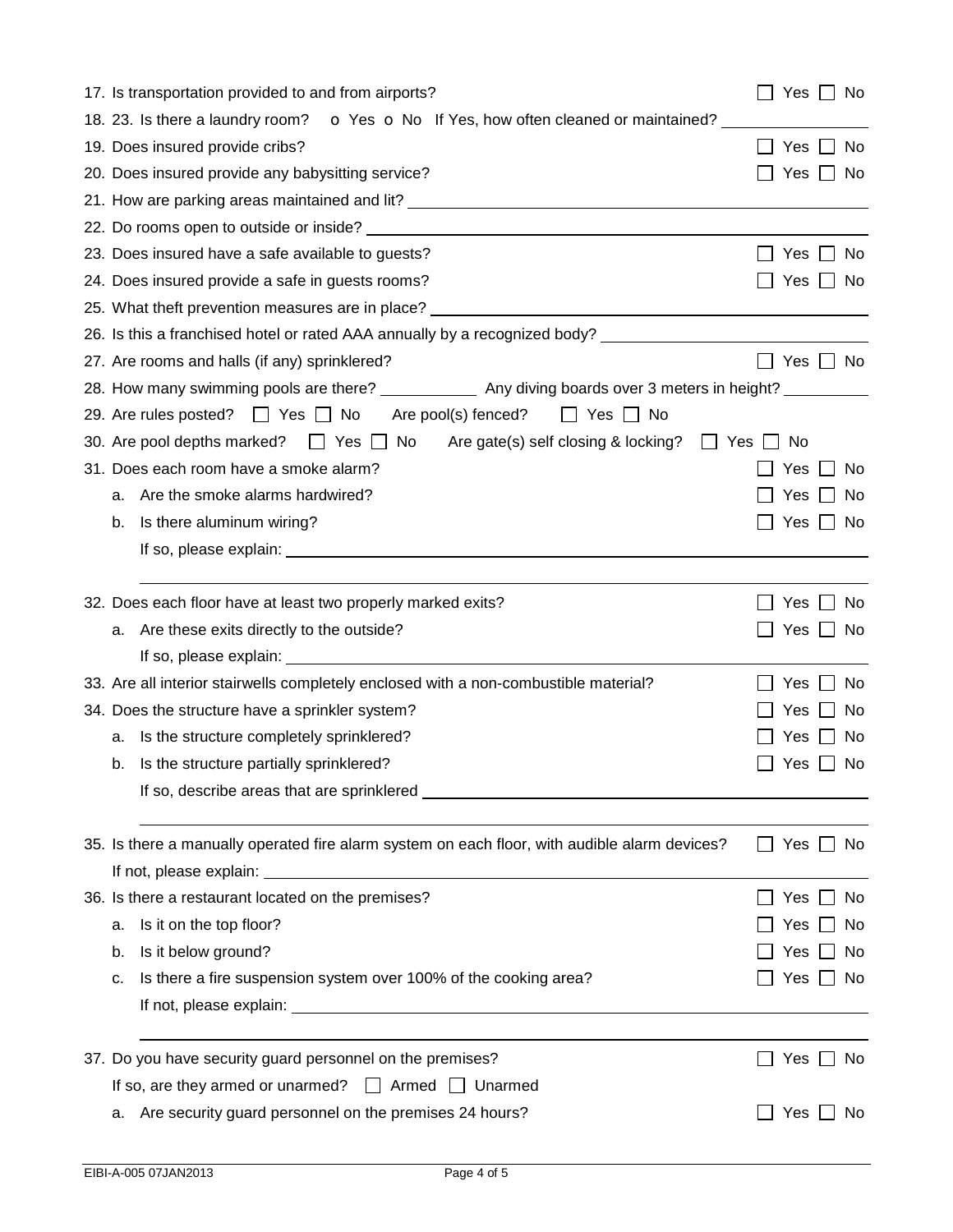17. Is transportation provided to and from airports? ☐ Yes ☐ No

18. 23. Is there a laundry room? o Yes o No If Yes, how often cleaned or maintained? ______________

19. Does insured provide cribs? ☐ Yes ☐ No

20. Does insured provide any babysitting service? ☐ Yes ☐ No

21. How are parking areas maintained and lit? ______________

22. Do rooms open to outside or inside? ______________

23. Does insured have a safe available to guests? ☐ Yes ☐ No

24. Does insured provide a safe in guests rooms? ☐ Yes ☐ No

25. What theft prevention measures are in place? ______________

26. Is this a franchised hotel or rated AAA annually by a recognized body? ______________

27. Are rooms and halls (if any) sprinklered? ☐ Yes ☐ No

28. How many swimming pools are there? __________ Any diving boards over 3 meters in height? __________

29. Are rules posted? ☐ Yes ☐ No Are pool(s) fenced? ☐ Yes ☐ No

30. Are pool depths marked? ☐ Yes ☐ No Are gate(s) self closing & locking? ☐ Yes ☐ No

31. Does each room have a smoke alarm? ☐ Yes ☐ No
    a. Are the smoke alarms hardwired? ☐ Yes ☐ No
    b. Is there aluminum wiring? ☐ Yes ☐ No

    If so, please explain: ______________

32. Does each floor have at least two properly marked exits? ☐ Yes ☐ No
    a. Are these exits directly to the outside? ☐ Yes ☐ No

    If so, please explain: ______________

33. Are all interior stairwells completely enclosed with a non-combustible material? ☐ Yes ☐ No

34. Does the structure have a sprinkler system? ☐ Yes ☐ No
    a. Is the structure completely sprinklered? ☐ Yes ☐ No
    b. Is the structure partially sprinklered? ☐ Yes ☐ No

    If so, describe areas that are sprinklered ______________

35. Is there a manually operated fire alarm system on each floor, with audible alarm devices? ☐ Yes ☐ No

    If not, please explain: ______________

36. Is there a restaurant located on the premises? ☐ Yes ☐ No
    a. Is it on the top floor? ☐ Yes ☐ No
    b. Is it below ground? ☐ Yes ☐ No
    c. Is there a fire suspension system over 100% of the cooking area? ☐ Yes ☐ No

    If not, please explain: ______________

37. Do you have security guard personnel on the premises? ☐ Yes ☐ No

    If so, are they armed or unarmed? ☐ Armed ☐ Unarmed

    a. Are security guard personnel on the premises 24 hours? ☐ Yes ☐ No

EIBI-A-005 07JAN2013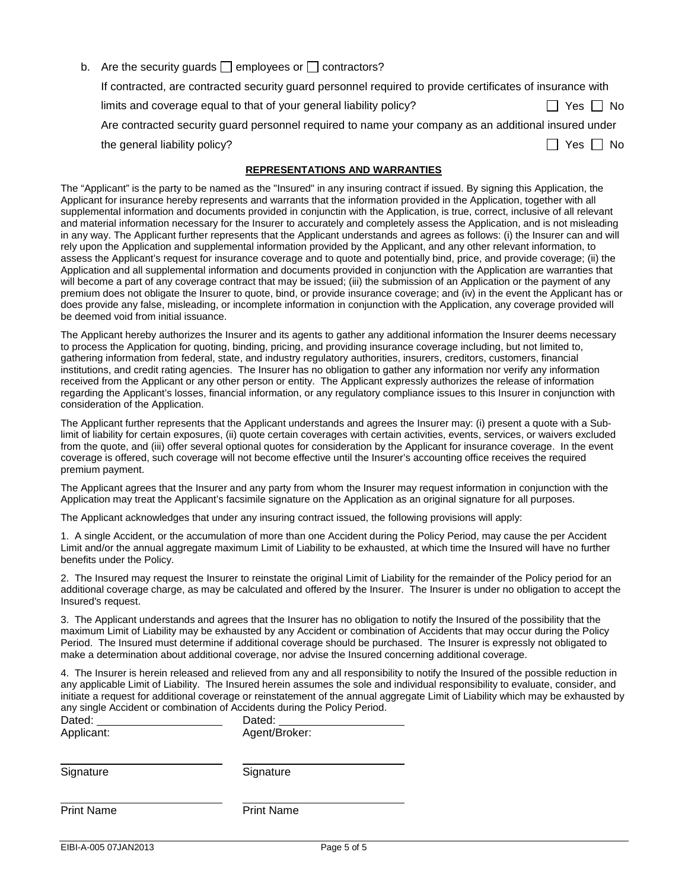b. Are the security guards ☐ employees or ☐ contractors?

If contracted, are contracted security guard personnel required to provide certificates of insurance with limits and coverage equal to that of your general liability policy? ☐ Yes ☐ No

Are contracted security guard personnel required to name your company as an additional insured under the general liability policy? ☐ Yes ☐ No

## REPRESENTATIONS AND WARRANTIES

The "Applicant" is the party to be named as the "Insured" in any insuring contract if issued. By signing this Application, the Applicant for insurance hereby represents and warrants that the information provided in the Application, together with all supplemental information and documents provided in conjunctin with the Application, is true, correct, inclusive of all relevant and material information necessary for the Insurer to accurately and completely assess the Application, and is not misleading in any way. The Applicant further represents that the Applicant understands and agrees as follows: (i) the Insurer can and will rely upon the Application and supplemental information provided by the Applicant, and any other relevant information, to assess the Applicant's request for insurance coverage and to quote and potentially bind, price, and provide coverage; (ii) the Application and all supplemental information and documents provided in conjunction with the Application are warranties that will become a part of any coverage contract that may be issued; (iii) the submission of an Application or the payment of any premium does not obligate the Insurer to quote, bind, or provide insurance coverage; and (iv) in the event the Applicant has or does provide any false, misleading, or incomplete information in conjunction with the Application, any coverage provided will be deemed void from initial issuance.

The Applicant hereby authorizes the Insurer and its agents to gather any additional information the Insurer deems necessary to process the Application for quoting, binding, pricing, and providing insurance coverage including, but not limited to, gathering information from federal, state, and industry regulatory authorities, insurers, creditors, customers, financial institutions, and credit rating agencies. The Insurer has no obligation to gather any information nor verify any information received from the Applicant or any other person or entity. The Applicant expressly authorizes the release of information regarding the Applicant's losses, financial information, or any regulatory compliance issues to this Insurer in conjunction with consideration of the Application.

The Applicant further represents that the Applicant understands and agrees the Insurer may: (i) present a quote with a Sub-limit of liability for certain exposures, (ii) quote certain coverages with certain activities, events, services, or waivers excluded from the quote, and (iii) offer several optional quotes for consideration by the Applicant for insurance coverage. In the event coverage is offered, such coverage will not become effective until the Insurer's accounting office receives the required premium payment.

The Applicant agrees that the Insurer and any party from whom the Insurer may request information in conjunction with the Application may treat the Applicant's facsimile signature on the Application as an original signature for all purposes.

The Applicant acknowledges that under any insuring contract issued, the following provisions will apply:

1. A single Accident, or the accumulation of more than one Accident during the Policy Period, may cause the per Accident Limit and/or the annual aggregate maximum Limit of Liability to be exhausted, at which time the Insured will have no further benefits under the Policy.

2. The Insured may request the Insurer to reinstate the original Limit of Liability for the remainder of the Policy period for an additional coverage charge, as may be calculated and offered by the Insurer. The Insurer is under no obligation to accept the Insured's request.

3. The Applicant understands and agrees that the Insurer has no obligation to notify the Insured of the possibility that the maximum Limit of Liability may be exhausted by any Accident or combination of Accidents that may occur during the Policy Period. The Insured must determine if additional coverage should be purchased. The Insurer is expressly not obligated to make a determination about additional coverage, nor advise the Insured concerning additional coverage.

4. The Insurer is herein released and relieved from any and all responsibility to notify the Insured of the possible reduction in any applicable Limit of Liability. The Insured herein assumes the sole and individual responsibility to evaluate, consider, and initiate a request for additional coverage or reinstatement of the annual aggregate Limit of Liability which may be exhausted by any single Accident or combination of Accidents during the Policy Period.

| | |
|---|---|
| Dated: ____________________ | Dated: ____________________ |
| Applicant: | Agent/Broker: |
| ____________________ | ____________________ |
| Signature | Signature |
| ____________________ | ____________________ |
| Print Name | Print Name |

EIBI-A-005 07JAN2013